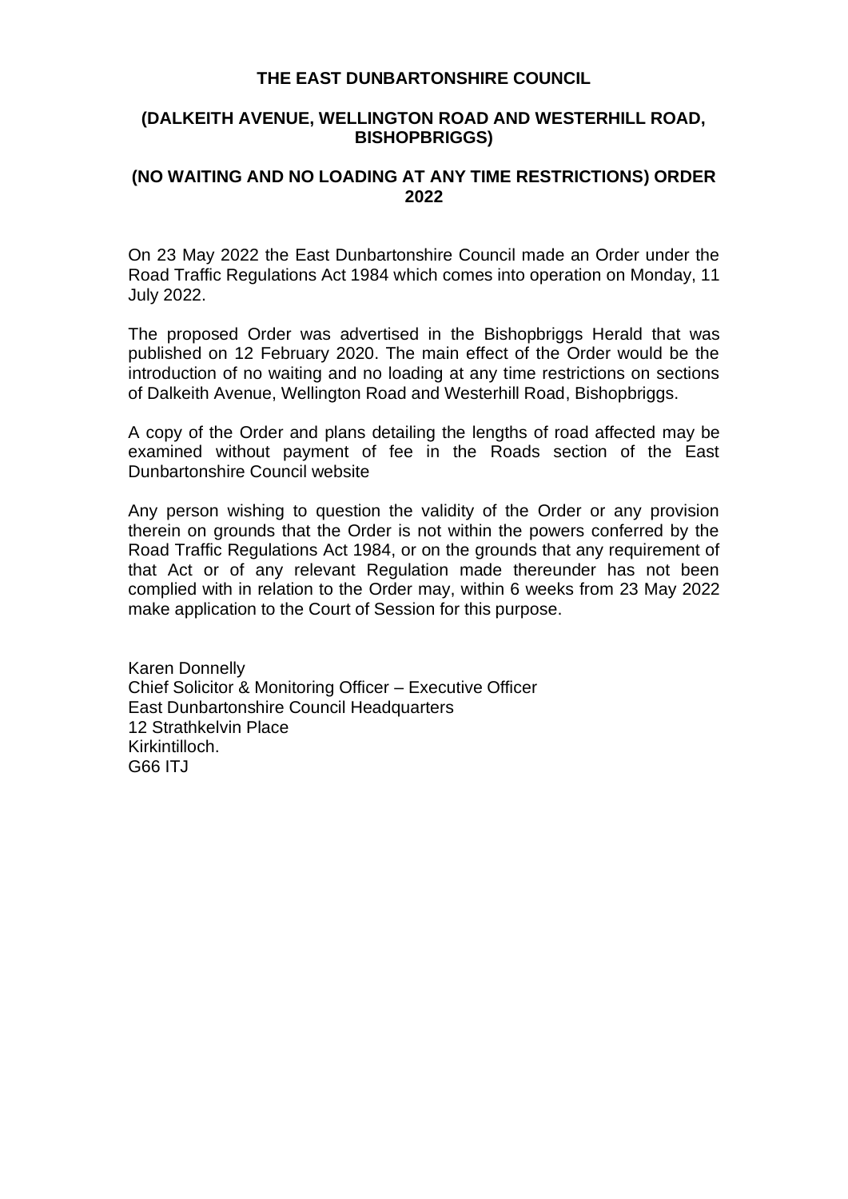# THE EAST DUNBARTONSHIRE COUNCIL

## (DALKEITH AVENUE, WELLINGTON ROAD AND WESTERHILL ROAD, BISHOPBRIGGS)

## (NO WAITING AND NO LOADING AT ANY TIME RESTRICTIONS) ORDER 2022

On 23 May 2022 the East Dunbartonshire Council made an Order under the Road Traffic Regulations Act 1984 which comes into operation on Monday, 11 July 2022.

The proposed Order was advertised in the Bishopbriggs Herald that was published on 12 February 2020. The main effect of the Order would be the introduction of no waiting and no loading at any time restrictions on sections of Dalkeith Avenue, Wellington Road and Westerhill Road, Bishopbriggs.

A copy of the Order and plans detailing the lengths of road affected may be examined without payment of fee in the Roads section of the East Dunbartonshire Council website

Any person wishing to question the validity of the Order or any provision therein on grounds that the Order is not within the powers conferred by the Road Traffic Regulations Act 1984, or on the grounds that any requirement of that Act or of any relevant Regulation made thereunder has not been complied with in relation to the Order may, within 6 weeks from 23 May 2022 make application to the Court of Session for this purpose.

Karen Donnelly
Chief Solicitor & Monitoring Officer – Executive Officer
East Dunbartonshire Council Headquarters
12 Strathkelvin Place
Kirkintilloch.
G66 ITJ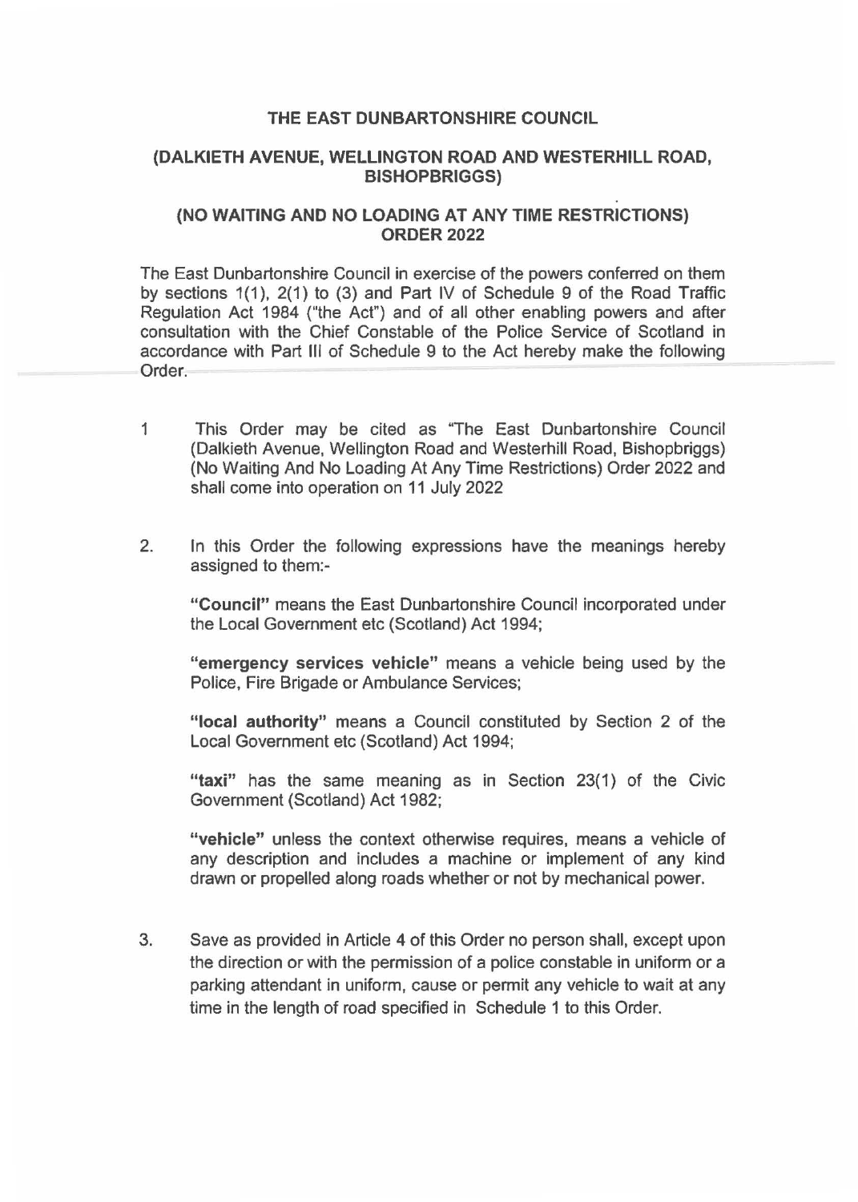**THE EAST DUNBARTONSHIRE COUNCIL**

**(DALKIETH AVENUE, WELLINGTON ROAD AND WESTERHILL ROAD, BISHOPBRIGGS)**

**(NO WAITING AND NO LOADING AT ANY TIME RESTRICTIONS) ORDER 2022**

The East Dunbartonshire Council in exercise of the powers conferred on them by sections 1(1), 2(1) to (3) and Part IV of Schedule 9 of the Road Traffic Regulation Act 1984 ("the Act") and of all other enabling powers and after consultation with the Chief Constable of the Police Service of Scotland in accordance with Part III of Schedule 9 to the Act hereby make the following Order.

1 This Order may be cited as "The East Dunbartonshire Council (Dalkieth Avenue, Wellington Road and Westerhill Road, Bishopbriggs) (No Waiting And No Loading At Any Time Restrictions) Order 2022 and shall come into operation on 11 July 2022

2. In this Order the following expressions have the meanings hereby assigned to them:-

 **"Council"** means the East Dunbartonshire Council incorporated under the Local Government etc (Scotland) Act 1994;

 **"emergency services vehicle"** means a vehicle being used by the Police, Fire Brigade or Ambulance Services;

 **"local authority"** means a Council constituted by Section 2 of the Local Government etc (Scotland) Act 1994;

 **"taxi"** has the same meaning as in Section 23(1) of the Civic Government (Scotland) Act 1982;

 **"vehicle"** unless the context otherwise requires, means a vehicle of any description and includes a machine or implement of any kind drawn or propelled along roads whether or not by mechanical power.

3. Save as provided in Article 4 of this Order no person shall, except upon the direction or with the permission of a police constable in uniform or a parking attendant in uniform, cause or permit any vehicle to wait at any time in the length of road specified in Schedule 1 to this Order.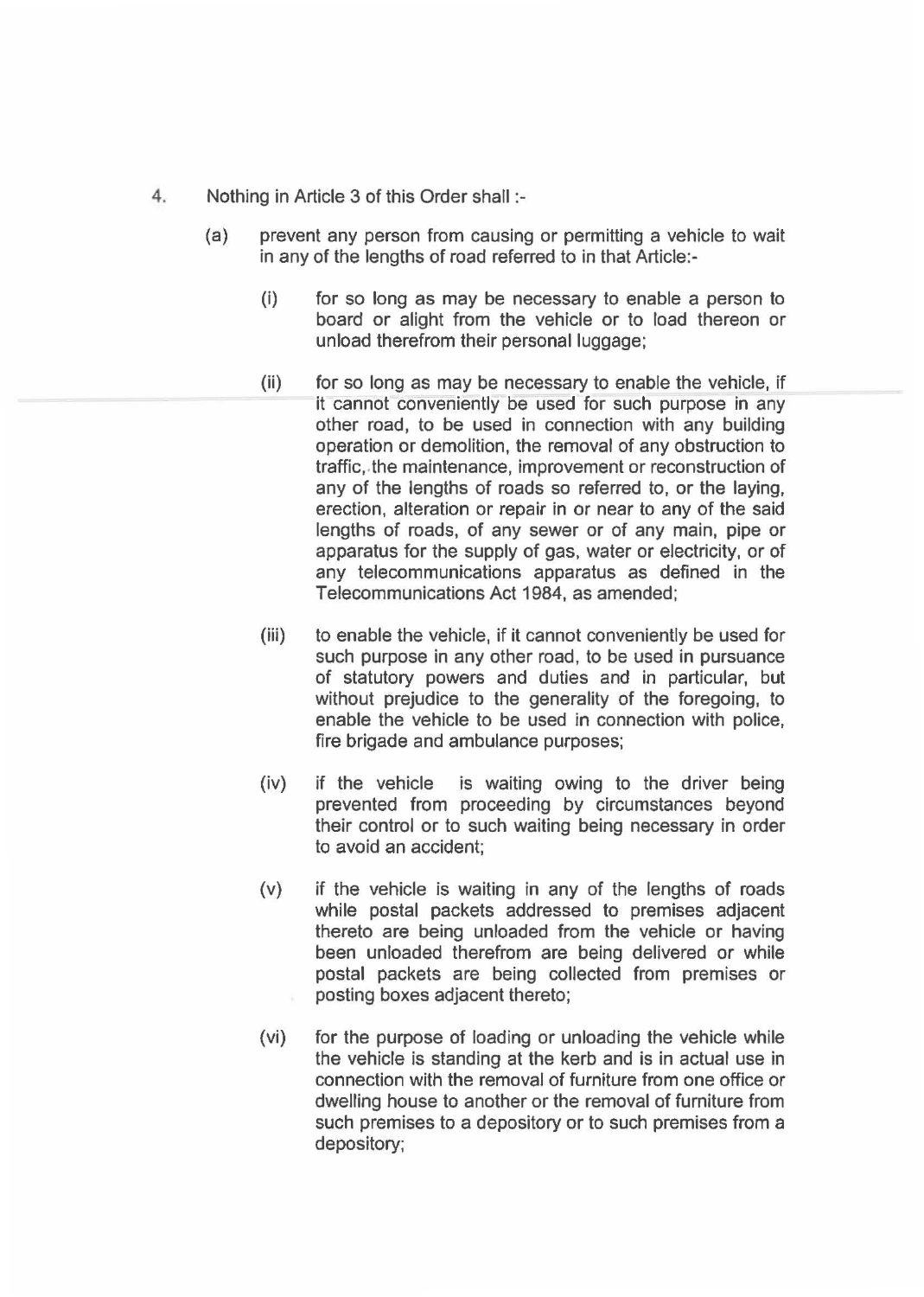4. Nothing in Article 3 of this Order shall :-

   (a) prevent any person from causing or permitting a vehicle to wait in any of the lengths of road referred to in that Article:-

      (i) for so long as may be necessary to enable a person to board or alight from the vehicle or to load thereon or unload therefrom their personal luggage;

      (ii) for so long as may be necessary to enable the vehicle, if it cannot conveniently be used for such purpose in any other road, to be used in connection with any building operation or demolition, the removal of any obstruction to traffic, the maintenance, improvement or reconstruction of any of the lengths of roads so referred to, or the laying, erection, alteration or repair in or near to any of the said lengths of roads, of any sewer or of any main, pipe or apparatus for the supply of gas, water or electricity, or of any telecommunications apparatus as defined in the Telecommunications Act 1984, as amended;

      (iii) to enable the vehicle, if it cannot conveniently be used for such purpose in any other road, to be used in pursuance of statutory powers and duties and in particular, but without prejudice to the generality of the foregoing, to enable the vehicle to be used in connection with police, fire brigade and ambulance purposes;

      (iv) if the vehicle is waiting owing to the driver being prevented from proceeding by circumstances beyond their control or to such waiting being necessary in order to avoid an accident;

      (v) if the vehicle is waiting in any of the lengths of roads while postal packets addressed to premises adjacent thereto are being unloaded from the vehicle or having been unloaded therefrom are being delivered or while postal packets are being collected from premises or posting boxes adjacent thereto;

      (vi) for the purpose of loading or unloading the vehicle while the vehicle is standing at the kerb and is in actual use in connection with the removal of furniture from one office or dwelling house to another or the removal of furniture from such premises to a depository or to such premises from a depository;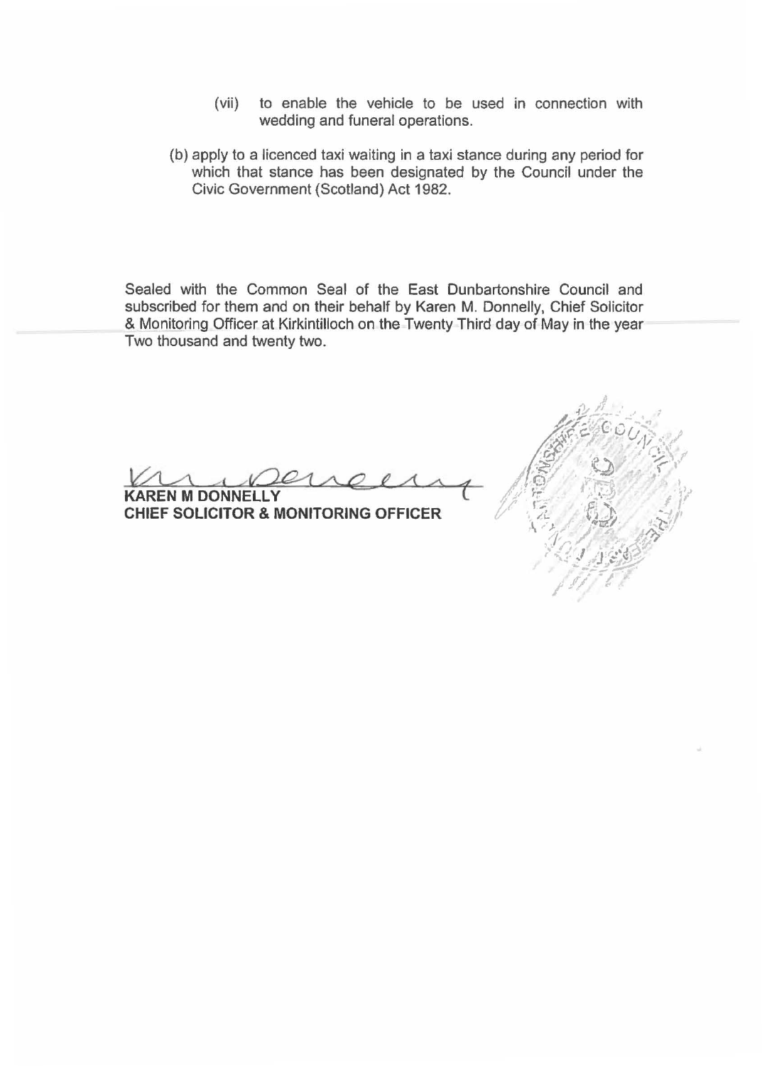(vii) to enable the vehicle to be used in connection with wedding and funeral operations.

(b) apply to a licenced taxi waiting in a taxi stance during any period for which that stance has been designated by the Council under the Civic Government (Scotland) Act 1982.

Sealed with the Common Seal of the East Dunbartonshire Council and subscribed for them and on their behalf by Karen M. Donnelly, Chief Solicitor & Monitoring Officer at Kirkintilloch on the Twenty Third day of May in the year Two thousand and twenty two.

**KAREN M DONNELLY**
**CHIEF SOLICITOR & MONITORING OFFICER**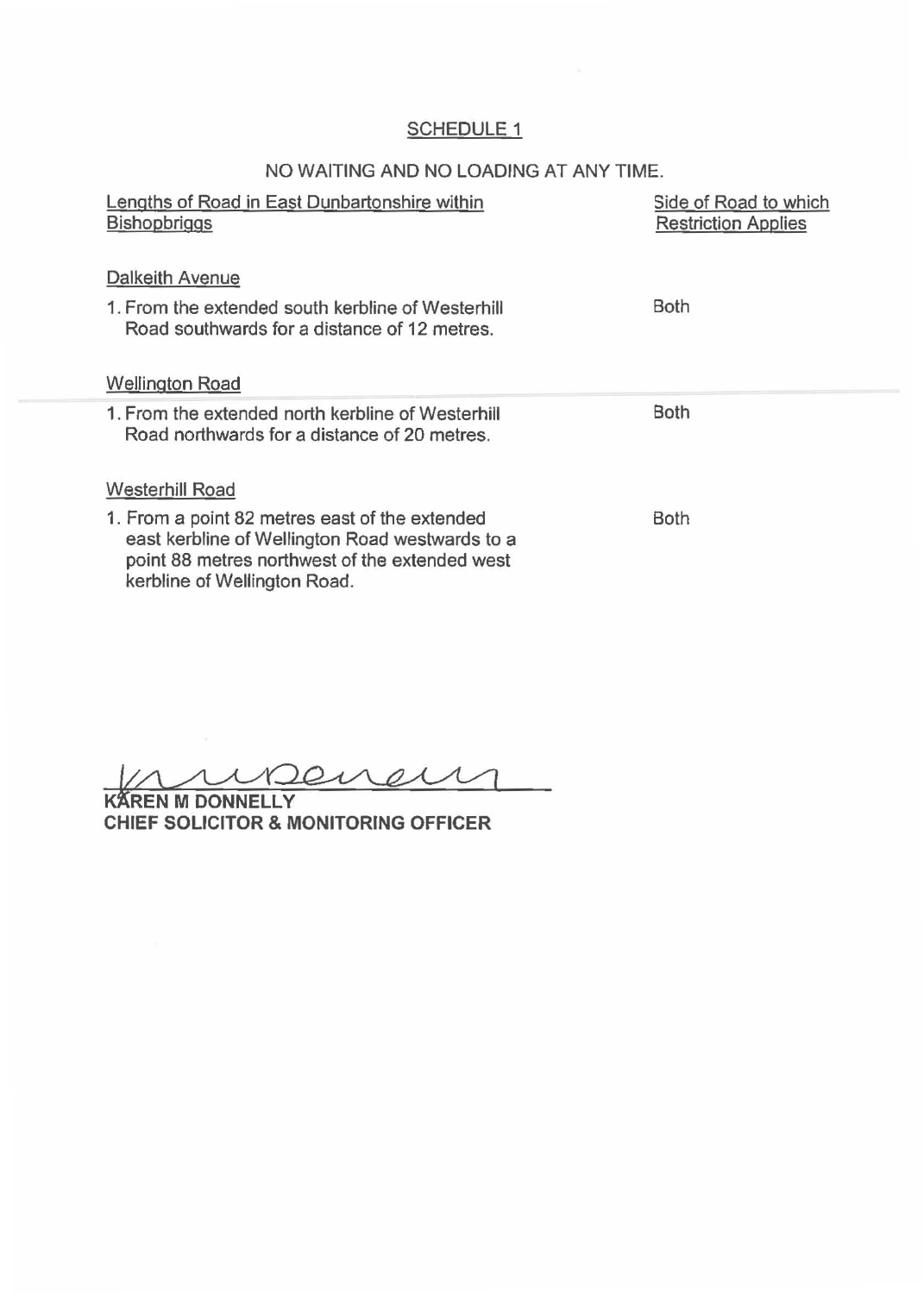## SCHEDULE 1

NO WAITING AND NO LOADING AT ANY TIME.

| Lengths of Road in East Dunbartonshire within Bishopbriggs | Side of Road to which Restriction Applies |
| --- | --- |
| **Dalkeith Avenue** | |
| 1. From the extended south kerbline of Westerhill Road southwards for a distance of 12 metres. | Both |
| **Wellington Road** | |
| 1. From the extended north kerbline of Westerhill Road northwards for a distance of 20 metres. | Both |
| **Westerhill Road** | |
| 1. From a point 82 metres east of the extended east kerbline of Wellington Road westwards to a point 88 metres northwest of the extended west kerbline of Wellington Road. | Both |

**KAREN M DONNELLY**
**CHIEF SOLICITOR & MONITORING OFFICER**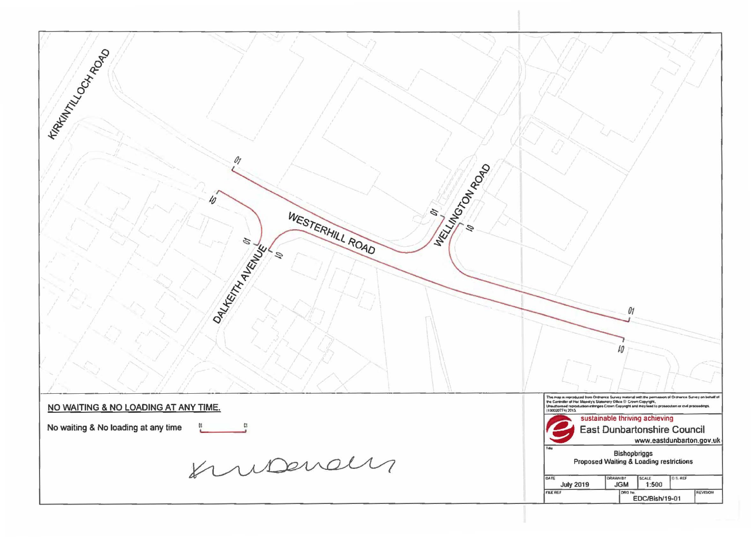KIRKINTILLOCH ROAD

WESTERHILL ROAD

WELLINGTON ROAD

DALKEITH AVENUE

01

10

NO WAITING & NO LOADING AT ANY TIME.

No waiting & No loading at any time 01 01

This map is reproduced from Ordnance Survey material with the permission of Ordnance Survey on behalf of the Controller of Her Majesty's Stationery Office © Crown Copyright. Unauthorised reproduction infringes Crown Copyright and may lead to prosecution or civil proceedings. (100020774) 2013.

sustainable thriving achieving

East Dunbartonshire Council

www.eastdunbarton.gov.uk

Title

Bishopbriggs
Proposed Waiting & Loading restrictions

| DATE | DRAWN BY | SCALE | O.S. REF |
|---|---|---|---|
| July 2019 | JGM | 1:500 | |

| FILE REF | DRG No. | REVISION |
|---|---|---|
| | EDC/Bish/19-01 | |